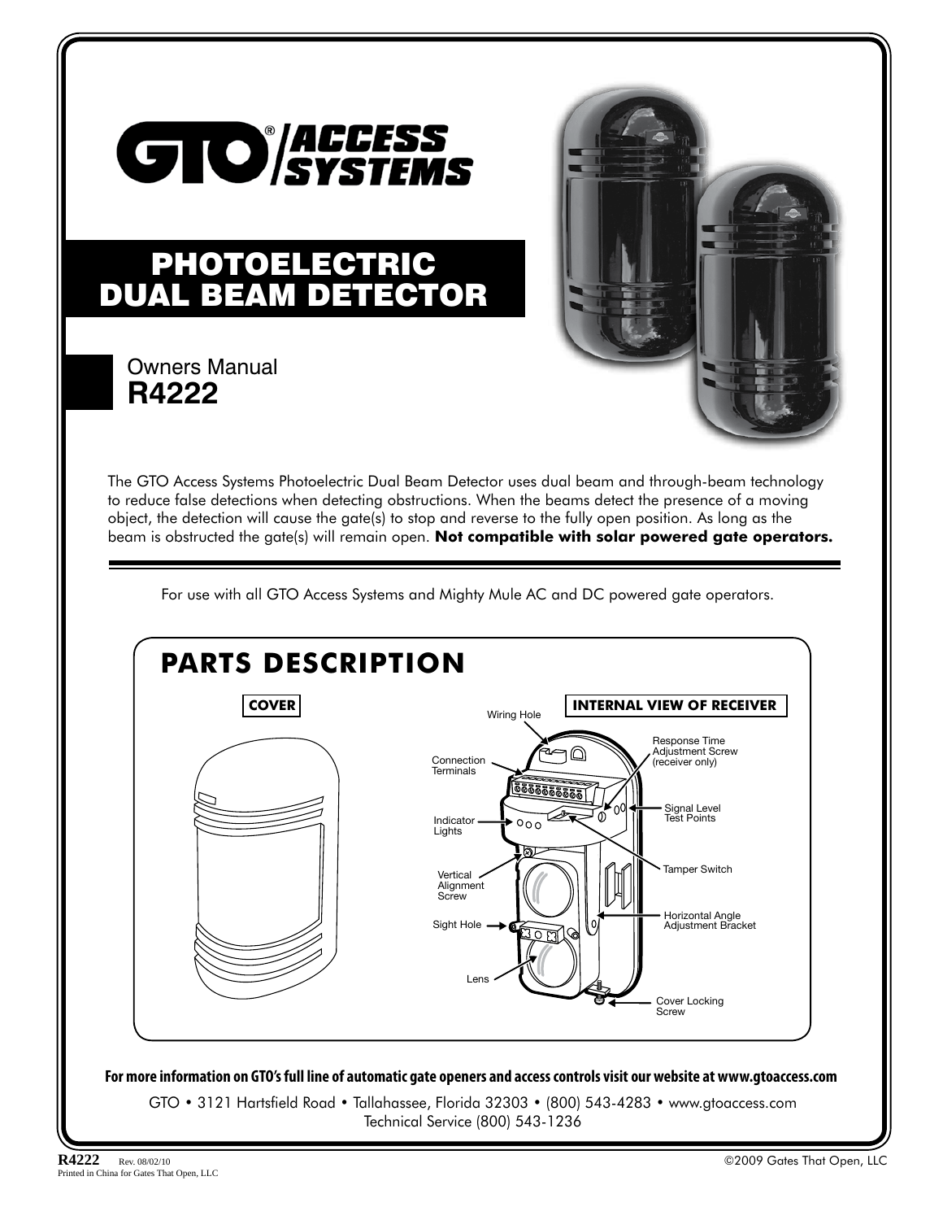# GTO® ACCESS SYSTEMS

# PHOTOELECTRIC DUAL BEAM DETECTOR

Owners Manual
**R4222**

The GTO Access Systems Photoelectric Dual Beam Detector uses dual beam and through-beam technology to reduce false detections when detecting obstructions. When the beams detect the presence of a moving object, the detection will cause the gate(s) to stop and reverse to the fully open position. As long as the beam is obstructed the gate(s) will remain open. **Not compatible with solar powered gate operators.**

For use with all GTO Access Systems and Mighty Mule AC and DC powered gate operators.

## PARTS DESCRIPTION

**COVER**

**INTERNAL VIEW OF RECEIVER**

- Wiring Hole
- Connection Terminals
- Indicator Lights
- Vertical Alignment Screw
- Sight Hole
- Lens
- Response Time Adjustment Screw (receiver only)
- Signal Level Test Points
- Tamper Switch
- Horizontal Angle Adjustment Bracket
- Cover Locking Screw

**For more information on GTO's full line of automatic gate openers and access controls visit our website at www.gtoaccess.com**

GTO • 3121 Hartsfield Road • Tallahassee, Florida 32303 • (800) 543-4283 • www.gtoaccess.com
Technical Service (800) 543-1236

R4222 Rev. 08/02/10
Printed in China for Gates That Open, LLC

©2009 Gates That Open, LLC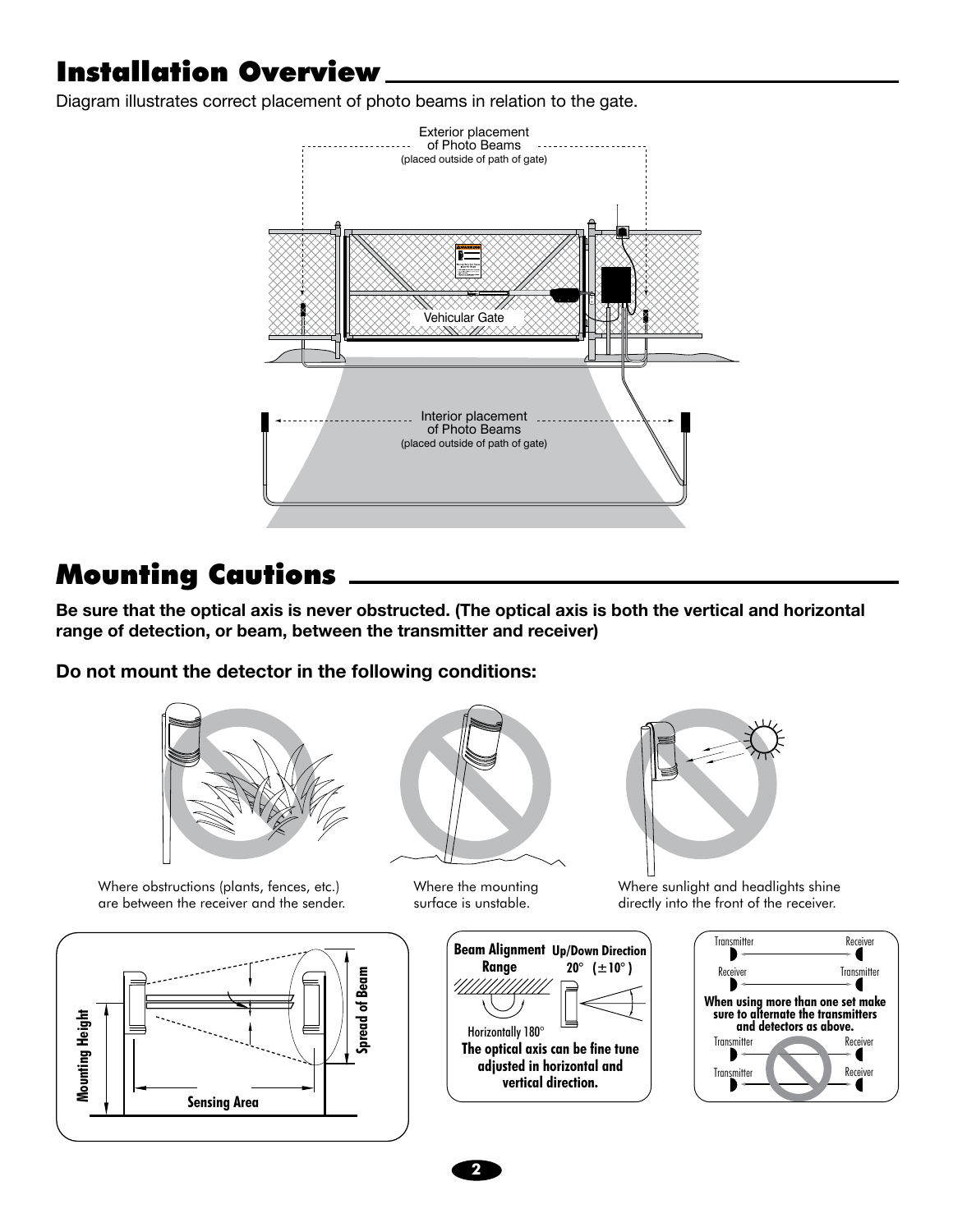## Installation Overview

Diagram illustrates correct placement of photo beams in relation to the gate.

Exterior placement of Photo Beams (placed outside of path of gate)

Vehicular Gate

Interior placement of Photo Beams (placed outside of path of gate)

## Mounting Cautions

**Be sure that the optical axis is never obstructed. (The optical axis is both the vertical and horizontal range of detection, or beam, between the transmitter and receiver)**

**Do not mount the detector in the following conditions:**

Where obstructions (plants, fences, etc.) are between the receiver and the sender.

Where the mounting surface is unstable.

Where sunlight and headlights shine directly into the front of the receiver.

Mounting Height

Sensing Area

Spread of Beam

**Beam Alignment Range**

**Up/Down Direction 20° (±10°)**

Horizontally 180°

**The optical axis can be fine tune adjusted in horizontal and vertical direction.**

Transmitter — Receiver

Receiver — Transmitter

**When using more than one set make sure to alternate the transmitters and detectors as above.**

Transmitter — Receiver

Transmitter — Receiver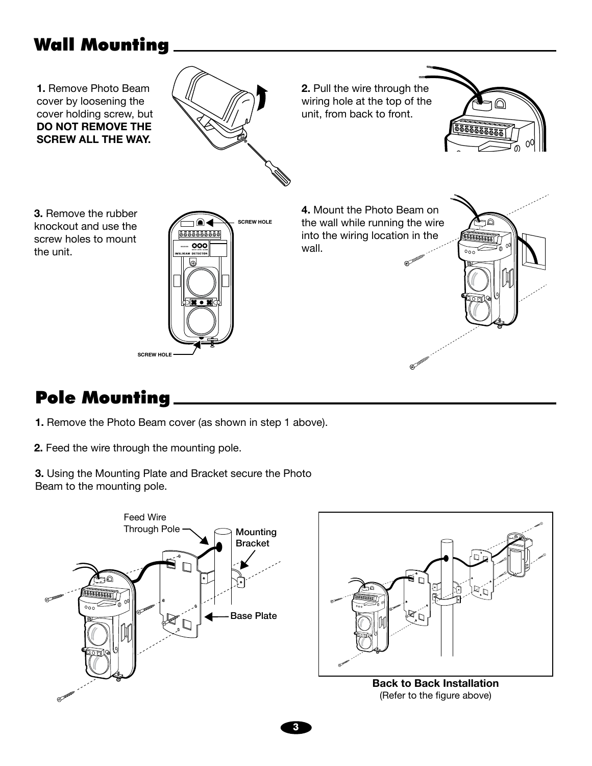## Wall Mounting

**1.** Remove Photo Beam cover by loosening the cover holding screw, but **DO NOT REMOVE THE SCREW ALL THE WAY.**

**2.** Pull the wire through the wiring hole at the top of the unit, from back to front.

**3.** Remove the rubber knockout and use the screw holes to mount the unit.

SCREW HOLE

SCREW HOLE

**4.** Mount the Photo Beam on the wall while running the wire into the wiring location in the wall.

## Pole Mounting

**1.** Remove the Photo Beam cover (as shown in step 1 above).

**2.** Feed the wire through the mounting pole.

**3.** Using the Mounting Plate and Bracket secure the Photo Beam to the mounting pole.

Feed Wire Through Pole

Mounting Bracket

Base Plate

**Back to Back Installation**
(Refer to the figure above)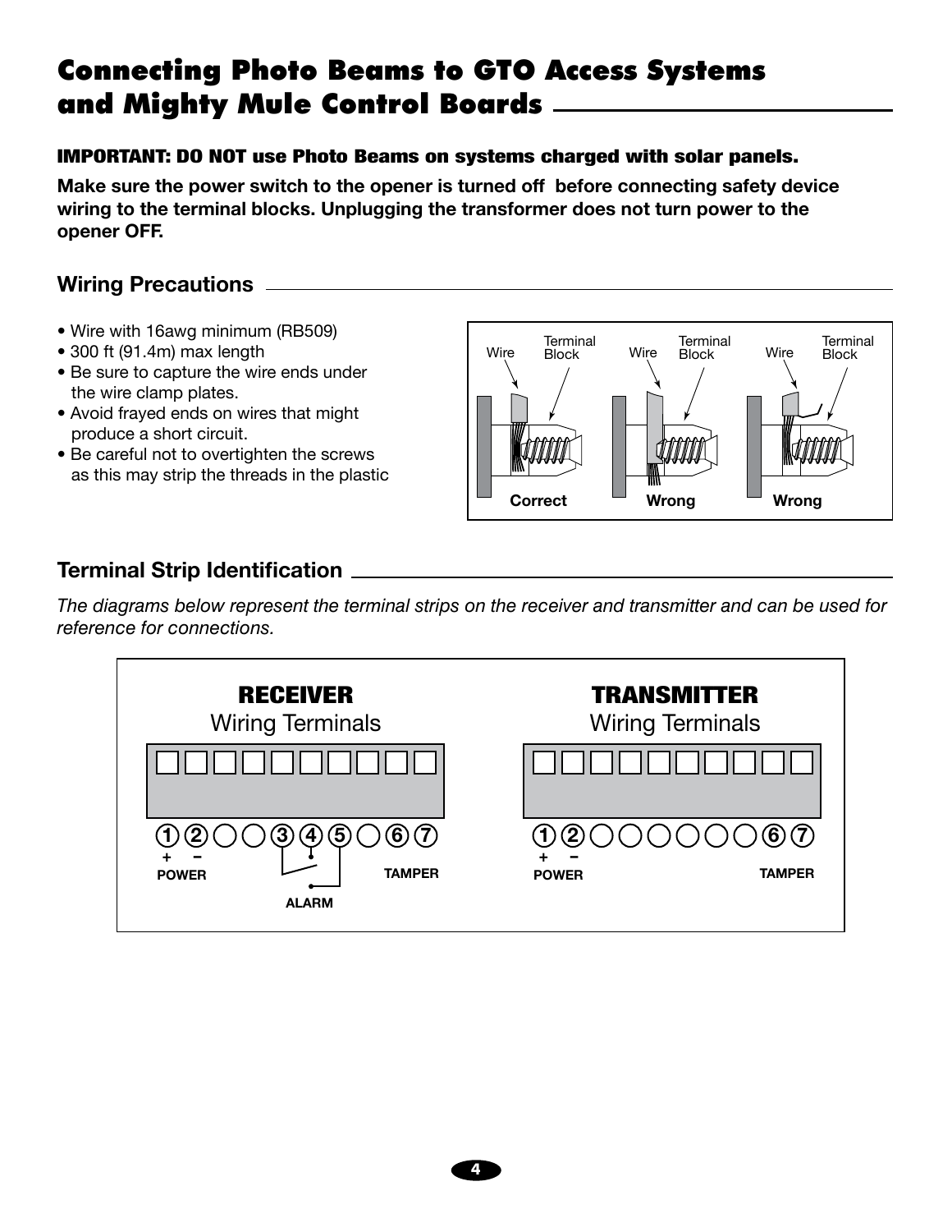# Connecting Photo Beams to GTO Access Systems and Mighty Mule Control Boards

**IMPORTANT: DO NOT use Photo Beams on systems charged with solar panels.**

**Make sure the power switch to the opener is turned off before connecting safety device wiring to the terminal blocks. Unplugging the transformer does not turn power to the opener OFF.**

## Wiring Precautions

- Wire with 16awg minimum (RB509)
- 300 ft (91.4m) max length
- Be sure to capture the wire ends under the wire clamp plates.
- Avoid frayed ends on wires that might produce a short circuit.
- Be careful not to overtighten the screws as this may strip the threads in the plastic

Wire | Terminal Block — Correct
Wire | Terminal Block — Wrong
Wire | Terminal Block — Wrong

## Terminal Strip Identification

*The diagrams below represent the terminal strips on the receiver and transmitter and can be used for reference for connections.*

**RECEIVER**
Wiring Terminals

1 (+) 2 (−) POWER; 3, 4, 5 ALARM; 6, 7 TAMPER

**TRANSMITTER**
Wiring Terminals

1 (+) 2 (−) POWER; 6, 7 TAMPER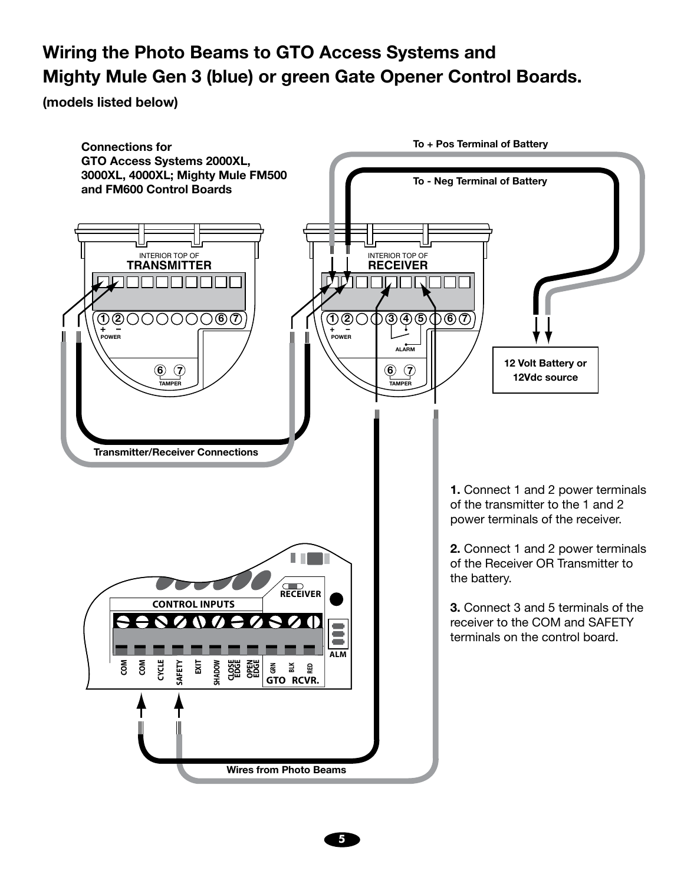# Wiring the Photo Beams to GTO Access Systems and Mighty Mule Gen 3 (blue) or green Gate Opener Control Boards.

**(models listed below)**

**Connections for GTO Access Systems 2000XL, 3000XL, 4000XL; Mighty Mule FM500 and FM600 Control Boards**

To + Pos Terminal of Battery

To - Neg Terminal of Battery

INTERIOR TOP OF **TRANSMITTER**

INTERIOR TOP OF **RECEIVER**

POWER

ALARM

TAMPER

12 Volt Battery or 12Vdc source

Transmitter/Receiver Connections

CONTROL INPUTS

RECEIVER

ALM

COM COM CYCLE SAFETY EXIT SHADOW CLOSE EDGE OPEN EDGE GRN BLK RED

GTO RCVR.

Wires from Photo Beams

**1.** Connect 1 and 2 power terminals of the transmitter to the 1 and 2 power terminals of the receiver.

**2.** Connect 1 and 2 power terminals of the Receiver OR Transmitter to the battery.

**3.** Connect 3 and 5 terminals of the receiver to the COM and SAFETY terminals on the control board.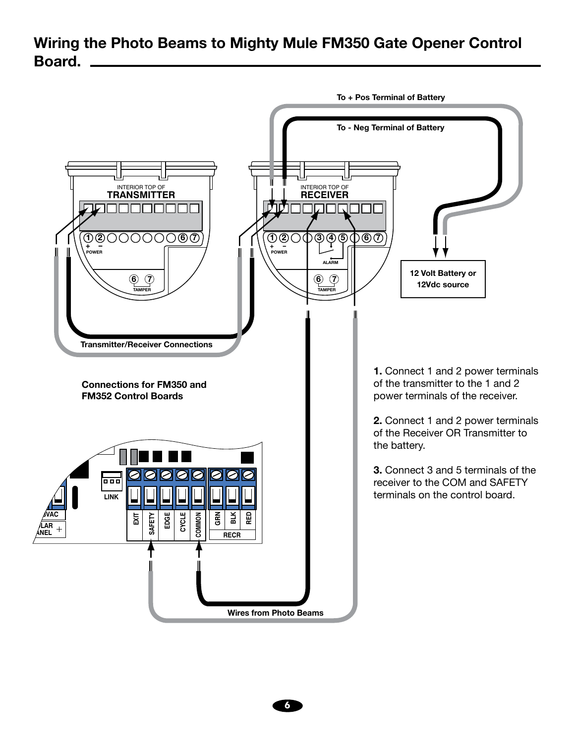## Wiring the Photo Beams to Mighty Mule FM350 Gate Opener Control Board.

To + Pos Terminal of Battery

To - Neg Terminal of Battery

INTERIOR TOP OF **TRANSMITTER**

INTERIOR TOP OF **RECEIVER**

12 Volt Battery or 12Vdc source

Transmitter/Receiver Connections

**Connections for FM350 and FM352 Control Boards**

Wires from Photo Beams

**1.** Connect 1 and 2 power terminals of the transmitter to the 1 and 2 power terminals of the receiver.

**2.** Connect 1 and 2 power terminals of the Receiver OR Transmitter to the battery.

**3.** Connect 3 and 5 terminals of the receiver to the COM and SAFETY terminals on the control board.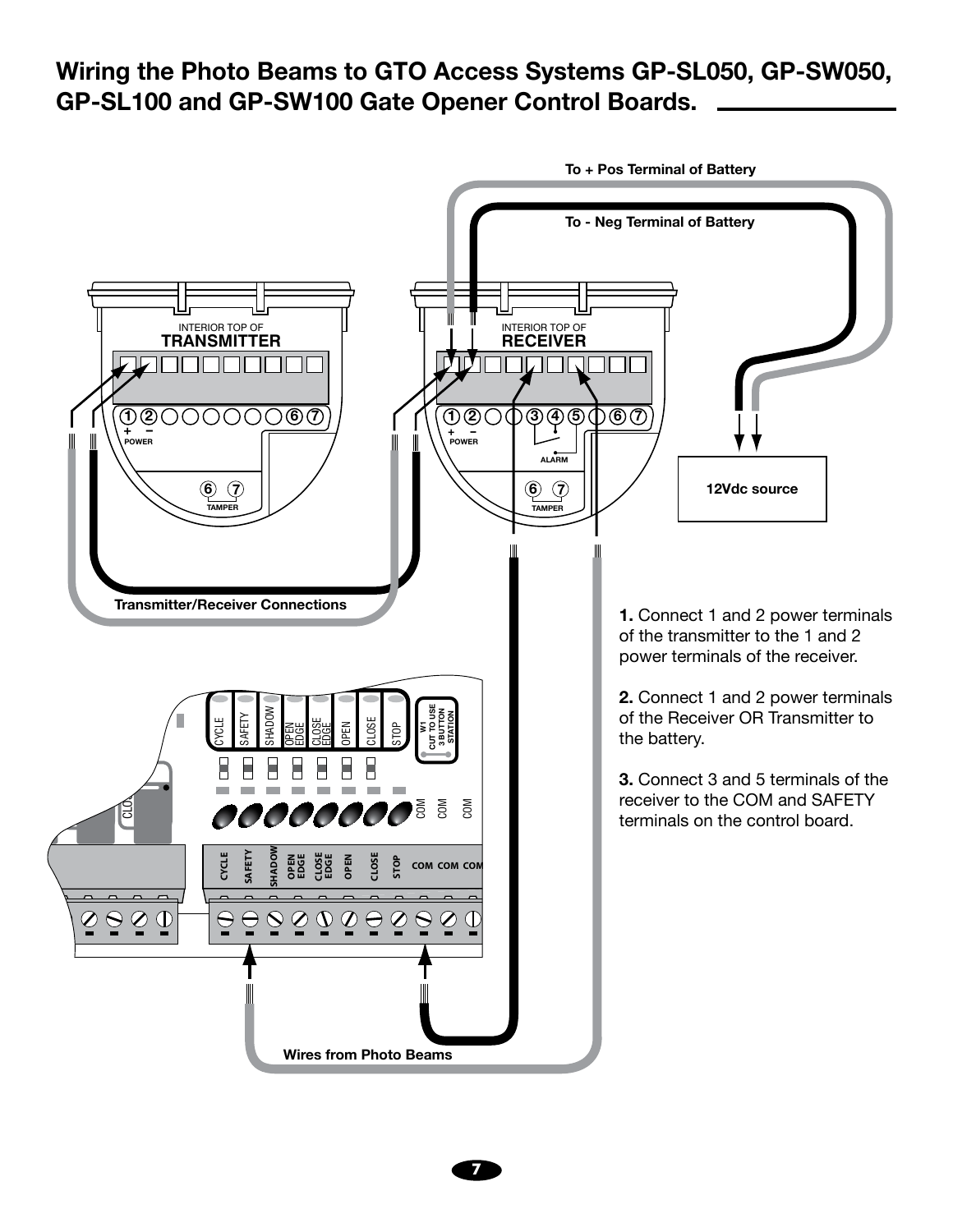## Wiring the Photo Beams to GTO Access Systems GP-SL050, GP-SW050, GP-SL100 and GP-SW100 Gate Opener Control Boards.

To + Pos Terminal of Battery

To - Neg Terminal of Battery

INTERIOR TOP OF **TRANSMITTER**

1 2 6 7
+ −
POWER

6 7
TAMPER

INTERIOR TOP OF **RECEIVER**

1 2 3 4 5 6 7
+ −
POWER
ALARM

6 7
TAMPER

12Vdc source

Transmitter/Receiver Connections

CYCLE SAFETY SHADOW OPEN EDGE CLOSE EDGE OPEN CLOSE STOP

W1 CUT TO USE 3 BUTTON STATION

COM COM COM

CYCLE SAFETY SHADOW OPEN EDGE CLOSE EDGE OPEN CLOSE STOP COM COM COM

Wires from Photo Beams

**1.** Connect 1 and 2 power terminals of the transmitter to the 1 and 2 power terminals of the receiver.

**2.** Connect 1 and 2 power terminals of the Receiver OR Transmitter to the battery.

**3.** Connect 3 and 5 terminals of the receiver to the COM and SAFETY terminals on the control board.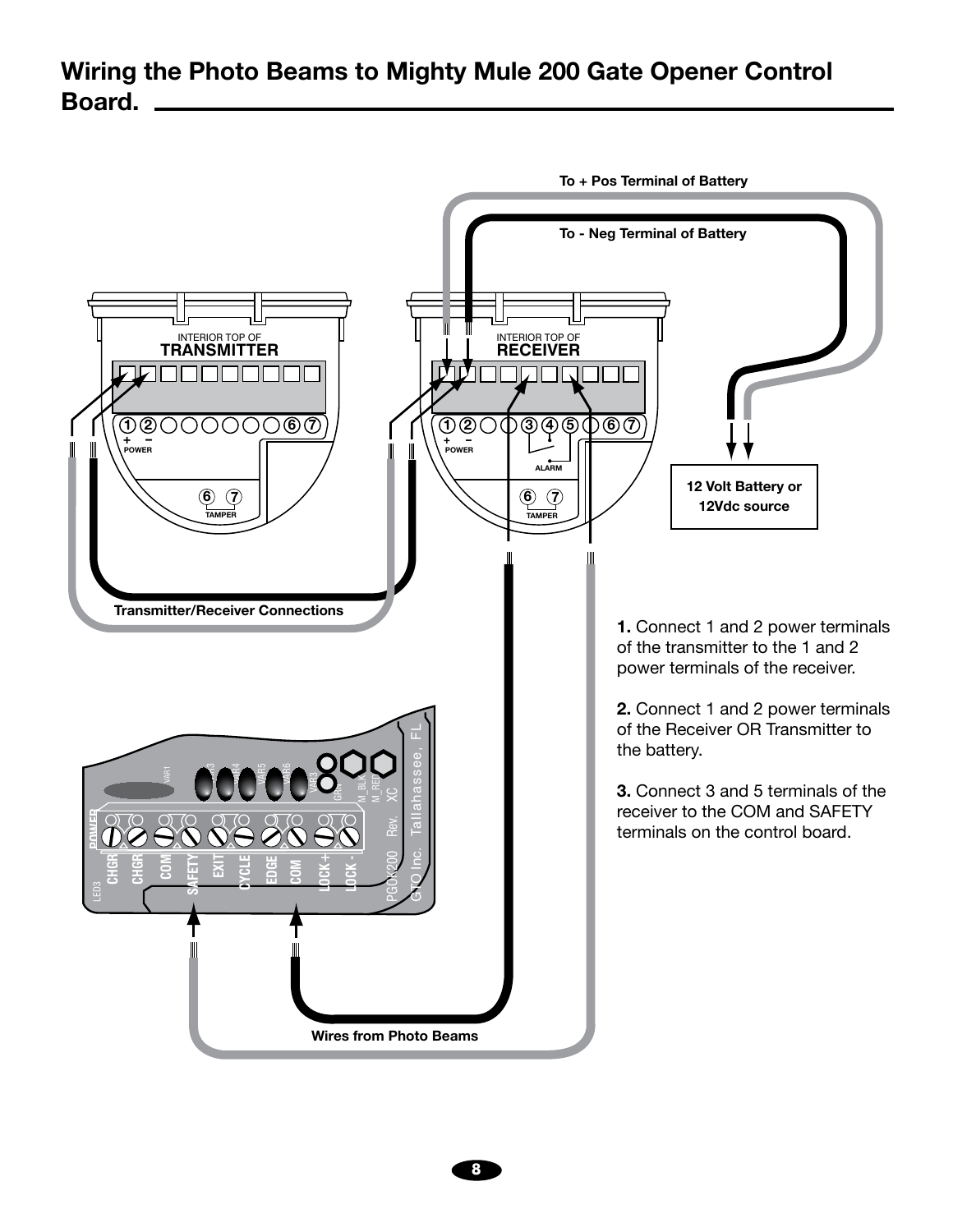## Wiring the Photo Beams to Mighty Mule 200 Gate Opener Control Board.

**1.** Connect 1 and 2 power terminals of the transmitter to the 1 and 2 power terminals of the receiver.

**2.** Connect 1 and 2 power terminals of the Receiver OR Transmitter to the battery.

**3.** Connect 3 and 5 terminals of the receiver to the COM and SAFETY terminals on the control board.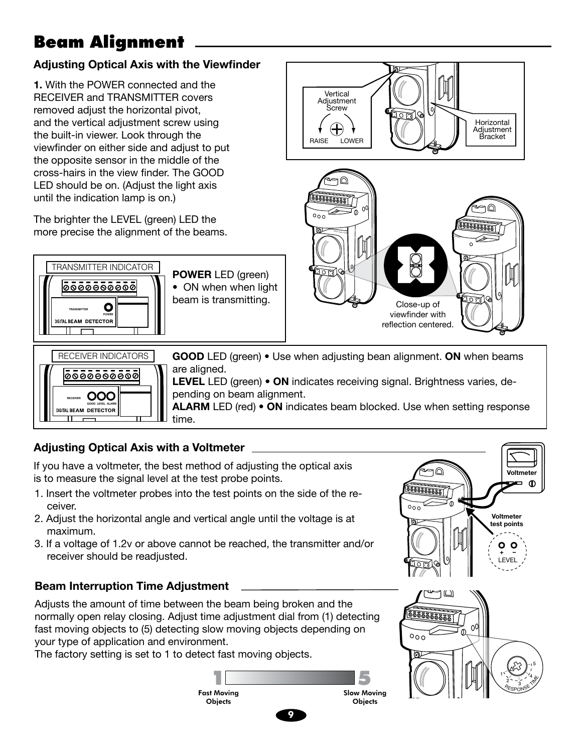# Beam Alignment

## Adjusting Optical Axis with the Viewfinder

**1.** With the POWER connected and the RECEIVER and TRANSMITTER covers removed adjust the horizontal pivot, and the vertical adjustment screw using the built-in viewer. Look through the viewfinder on either side and adjust to put the opposite sensor in the middle of the cross-hairs in the view finder. The GOOD LED should be on. (Adjust the light axis until the indication lamp is on.)

The brighter the LEVEL (green) LED the more precise the alignment of the beams.

Vertical Adjustment Screw — RAISE / LOWER

Horizontal Adjustment Bracket

Close-up of viewfinder with reflection centered.

TRANSMITTER INDICATOR

**POWER** LED (green)
- ON when when light beam is transmitting.

RECEIVER INDICATORS

**GOOD** LED (green) • Use when adjusting bean alignment. **ON** when beams are aligned.
**LEVEL** LED (green) • **ON** indicates receiving signal. Brightness varies, depending on beam alignment.
**ALARM** LED (red) • **ON** indicates beam blocked. Use when setting response time.

## Adjusting Optical Axis with a Voltmeter

If you have a voltmeter, the best method of adjusting the optical axis is to measure the signal level at the test probe points.

1. Insert the voltmeter probes into the test points on the side of the receiver.
2. Adjust the horizontal angle and vertical angle until the voltage is at maximum.
3. If a voltage of 1.2v or above cannot be reached, the transmitter and/or receiver should be readjusted.

Voltmeter

Voltmeter test points

+ − LEVEL

## Beam Interruption Time Adjustment

Adjusts the amount of time between the beam being broken and the normally open relay closing. Adjust time adjustment dial from (1) detecting fast moving objects to (5) detecting slow moving objects depending on your type of application and environment.
The factory setting is set to 1 to detect fast moving objects.

1 — Fast Moving Objects | 5 — Slow Moving Objects

RESPONSE TIME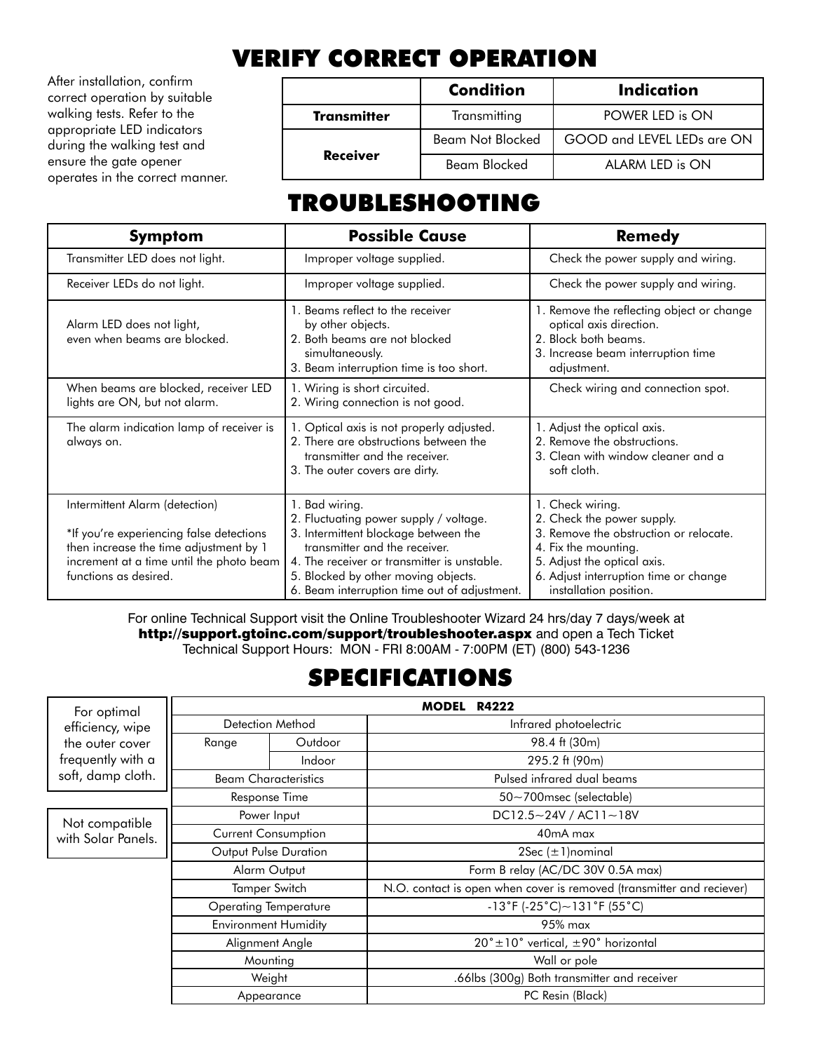# VERIFY CORRECT OPERATION

After installation, confirm correct operation by suitable walking tests. Refer to the appropriate LED indicators during the walking test and ensure the gate opener operates in the correct manner.

| | Condition | Indication |
|---|---|---|
| **Transmitter** | Transmitting | POWER LED is ON |
| **Receiver** | Beam Not Blocked | GOOD and LEVEL LEDs are ON |
| | Beam Blocked | ALARM LED is ON |

# TROUBLESHOOTING

| Symptom | Possible Cause | Remedy |
|---|---|---|
| Transmitter LED does not light. | Improper voltage supplied. | Check the power supply and wiring. |
| Receiver LEDs do not light. | Improper voltage supplied. | Check the power supply and wiring. |
| Alarm LED does not light, even when beams are blocked. | 1. Beams reflect to the receiver by other objects.<br>2. Both beams are not blocked simultaneously.<br>3. Beam interruption time is too short. | 1. Remove the reflecting object or change optical axis direction.<br>2. Block both beams.<br>3. Increase beam interruption time adjustment. |
| When beams are blocked, receiver LED lights are ON, but not alarm. | 1. Wiring is short circuited.<br>2. Wiring connection is not good. | Check wiring and connection spot. |
| The alarm indication lamp of receiver is always on. | 1. Optical axis is not properly adjusted.<br>2. There are obstructions between the transmitter and the receiver.<br>3. The outer covers are dirty. | 1. Adjust the optical axis.<br>2. Remove the obstructions.<br>3. Clean with window cleaner and a soft cloth. |
| Intermittent Alarm (detection)<br><br>*If you're experiencing false detections then increase the time adjustment by 1 increment at a time until the photo beam functions as desired. | 1. Bad wiring.<br>2. Fluctuating power supply / voltage.<br>3. Intermittent blockage between the transmitter and the receiver.<br>4. The receiver or transmitter is unstable.<br>5. Blocked by other moving objects.<br>6. Beam interruption time out of adjustment. | 1. Check wiring.<br>2. Check the power supply.<br>3. Remove the obstruction or relocate.<br>4. Fix the mounting.<br>5. Adjust the optical axis.<br>6. Adjust interruption time or change installation position. |

For online Technical Support visit the Online Troubleshooter Wizard 24 hrs/day 7 days/week at **http://support.gtoinc.com/support/troubleshooter.aspx** and open a Tech Ticket
Technical Support Hours: MON - FRI 8:00AM - 7:00PM (ET) (800) 543-1236

# SPECIFICATIONS

For optimal efficiency, wipe the outer cover frequently with a soft, damp cloth.

Not compatible with Solar Panels.

| **MODEL R4222** | | |
|---|---|---|
| Detection Method | | Infrared photoelectric |
| Range | Outdoor | 98.4 ft (30m) |
| | Indoor | 295.2 ft (90m) |
| Beam Characteristics | | Pulsed infrared dual beams |
| Response Time | | 50~700msec (selectable) |
| Power Input | | DC12.5~24V / AC11~18V |
| Current Consumption | | 40mA max |
| Output Pulse Duration | | 2Sec (±1)nominal |
| Alarm Output | | Form B relay (AC/DC 30V 0.5A max) |
| Tamper Switch | | N.O. contact is open when cover is removed (transmitter and reciever) |
| Operating Temperature | | -13°F (-25°C)~131°F (55°C) |
| Environment Humidity | | 95% max |
| Alignment Angle | | 20°±10° vertical, ±90° horizontal |
| Mounting | | Wall or pole |
| Weight | | .66lbs (300g) Both transmitter and receiver |
| Appearance | | PC Resin (Black) |